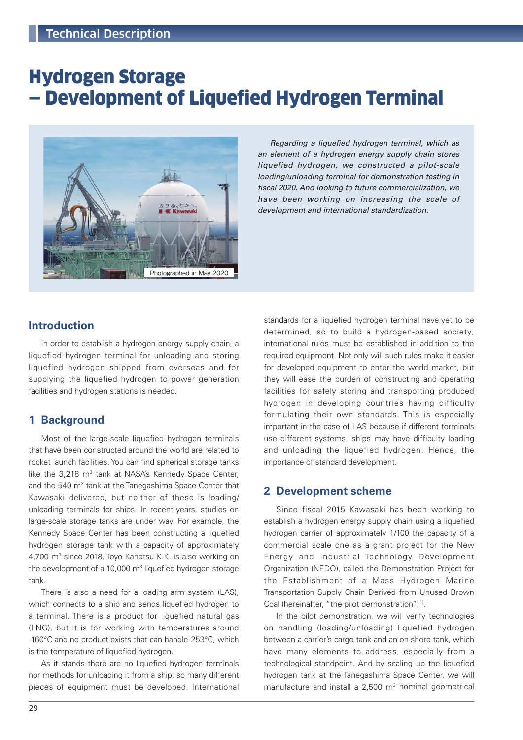# Hydrogen Storage – Development of Liquefied Hydrogen Terminal

Photographed in May 2020

*Regarding a liquefied hydrogen terminal, which as an element of a hydrogen energy supply chain stores liquefied hydrogen, we constructed a pilot-scale loading/unloading terminal for demonstration testing in fiscal 2020. And looking to future commercialization, we have been working on increasing the scale of development and international standardization.*

## Introduction

In order to establish a hydrogen energy supply chain, a liquefied hydrogen terminal for unloading and storing liquefied hydrogen shipped from overseas and for supplying the liquefied hydrogen to power generation facilities and hydrogen stations is needed.

## 1 Background

Most of the large-scale liquefied hydrogen terminals that have been constructed around the world are related to rocket launch facilities. You can find spherical storage tanks like the 3,218 m$^3$ tank at NASA's Kennedy Space Center, and the 540 m$^3$ tank at the Tanegashima Space Center that Kawasaki delivered, but neither of these is loading/unloading terminals for ships. In recent years, studies on large-scale storage tanks are under way. For example, the Kennedy Space Center has been constructing a liquefied hydrogen storage tank with a capacity of approximately 4,700 m$^3$ since 2018. Toyo Kanetsu K.K. is also working on the development of a 10,000 m$^3$ liquefied hydrogen storage tank.

There is also a need for a loading arm system (LAS), which connects to a ship and sends liquefied hydrogen to a terminal. There is a product for liquefied natural gas (LNG), but it is for working with temperatures around -160°C and no product exists that can handle-253°C, which is the temperature of liquefied hydrogen.

As it stands there are no liquefied hydrogen terminals nor methods for unloading it from a ship, so many different pieces of equipment must be developed. International standards for a liquefied hydrogen terminal have yet to be determined, so to build a hydrogen-based society, international rules must be established in addition to the required equipment. Not only will such rules make it easier for developed equipment to enter the world market, but they will ease the burden of constructing and operating facilities for safely storing and transporting produced hydrogen in developing countries having difficulty formulating their own standards. This is especially important in the case of LAS because if different terminals use different systems, ships may have difficulty loading and unloading the liquefied hydrogen. Hence, the importance of standard development.

## 2 Development scheme

Since fiscal 2015 Kawasaki has been working to establish a hydrogen energy supply chain using a liquefied hydrogen carrier of approximately 1/100 the capacity of a commercial scale one as a grant project for the New Energy and Industrial Technology Development Organization (NEDO), called the Demonstration Project for the Establishment of a Mass Hydrogen Marine Transportation Supply Chain Derived from Unused Brown Coal (hereinafter, "the pilot demonstration")[1].

In the pilot demonstration, we will verify technologies on handling (loading/unloading) liquefied hydrogen between a carrier's cargo tank and an on-shore tank, which have many elements to address, especially from a technological standpoint. And by scaling up the liquefied hydrogen tank at the Tanegashima Space Center, we will manufacture and install a 2,500 m$^3$ nominal geometrical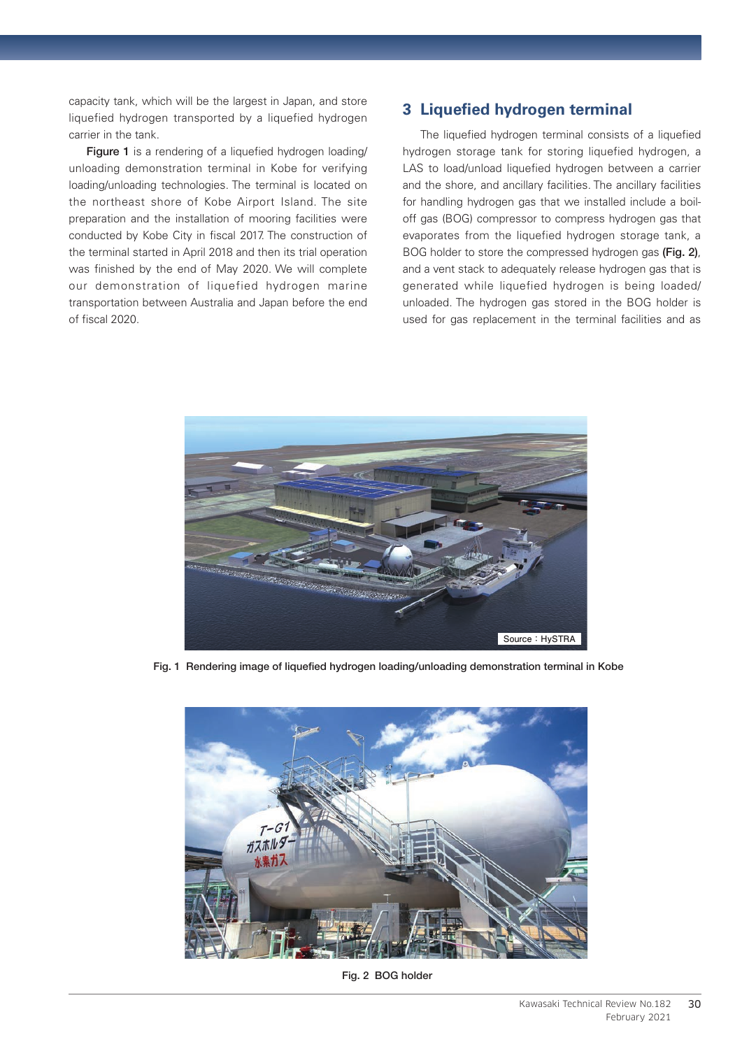capacity tank, which will be the largest in Japan, and store liquefied hydrogen transported by a liquefied hydrogen carrier in the tank.

**Figure 1** is a rendering of a liquefied hydrogen loading/unloading demonstration terminal in Kobe for verifying loading/unloading technologies. The terminal is located on the northeast shore of Kobe Airport Island. The site preparation and the installation of mooring facilities were conducted by Kobe City in fiscal 2017. The construction of the terminal started in April 2018 and then its trial operation was finished by the end of May 2020. We will complete our demonstration of liquefied hydrogen marine transportation between Australia and Japan before the end of fiscal 2020.

## 3 Liquefied hydrogen terminal

The liquefied hydrogen terminal consists of a liquefied hydrogen storage tank for storing liquefied hydrogen, a LAS to load/unload liquefied hydrogen between a carrier and the shore, and ancillary facilities. The ancillary facilities for handling hydrogen gas that we installed include a boil-off gas (BOG) compressor to compress hydrogen gas that evaporates from the liquefied hydrogen storage tank, a BOG holder to store the compressed hydrogen gas **(Fig. 2)**, and a vent stack to adequately release hydrogen gas that is generated while liquefied hydrogen is being loaded/unloaded. The hydrogen gas stored in the BOG holder is used for gas replacement in the terminal facilities and as

Source：HySTRA

**Fig. 1 Rendering image of liquefied hydrogen loading/unloading demonstration terminal in Kobe**

**Fig. 2 BOG holder**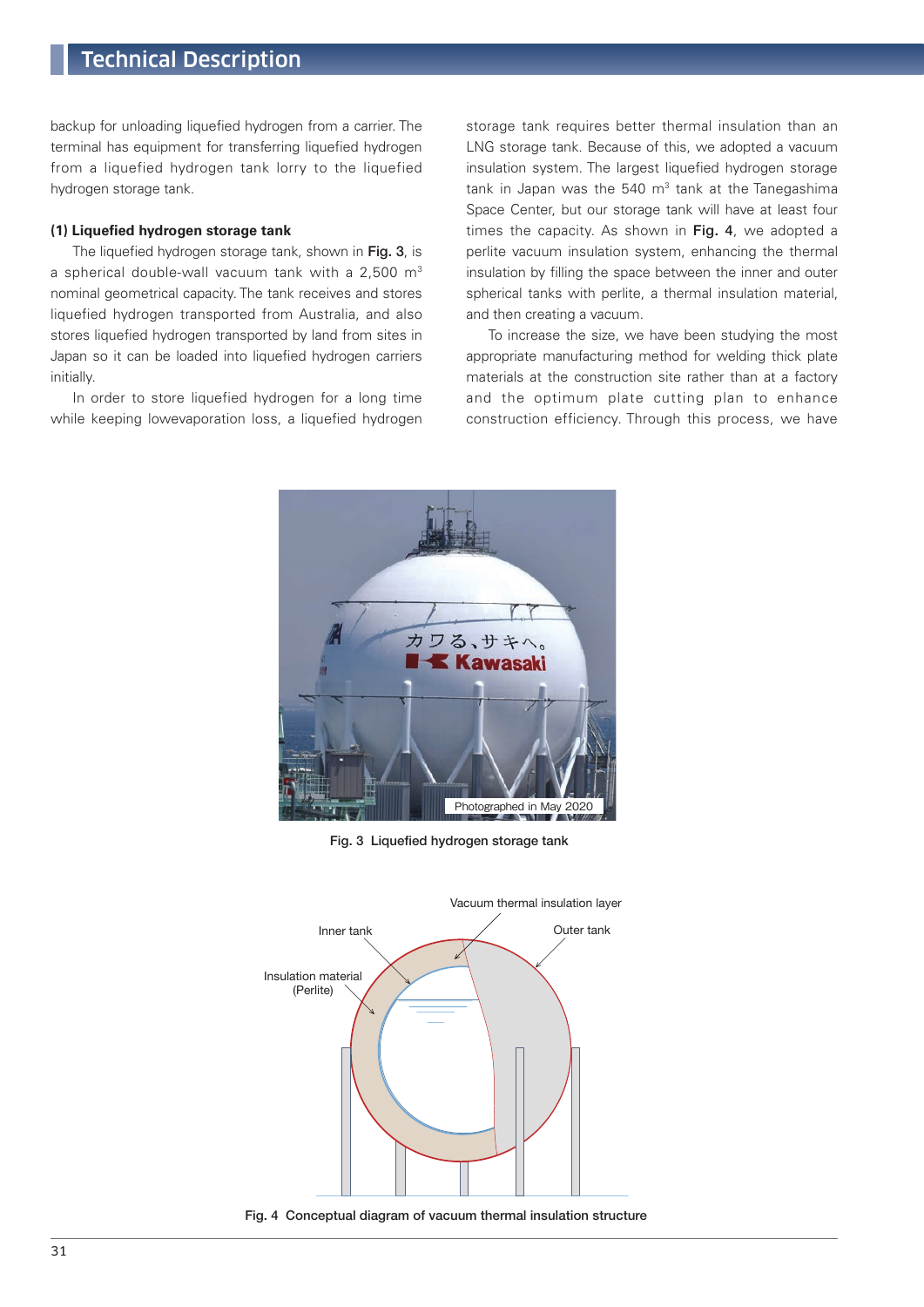backup for unloading liquefied hydrogen from a carrier. The terminal has equipment for transferring liquefied hydrogen from a liquefied hydrogen tank lorry to the liquefied hydrogen storage tank.

### (1) Liquefied hydrogen storage tank

The liquefied hydrogen storage tank, shown in **Fig. 3**, is a spherical double-wall vacuum tank with a 2,500 m$^3$ nominal geometrical capacity. The tank receives and stores liquefied hydrogen transported from Australia, and also stores liquefied hydrogen transported by land from sites in Japan so it can be loaded into liquefied hydrogen carriers initially.

In order to store liquefied hydrogen for a long time while keeping lowevaporation loss, a liquefied hydrogen storage tank requires better thermal insulation than an LNG storage tank. Because of this, we adopted a vacuum insulation system. The largest liquefied hydrogen storage tank in Japan was the 540 m$^3$ tank at the Tanegashima Space Center, but our storage tank will have at least four times the capacity. As shown in **Fig. 4**, we adopted a perlite vacuum insulation system, enhancing the thermal insulation by filling the space between the inner and outer spherical tanks with perlite, a thermal insulation material, and then creating a vacuum.

To increase the size, we have been studying the most appropriate manufacturing method for welding thick plate materials at the construction site rather than at a factory and the optimum plate cutting plan to enhance construction efficiency. Through this process, we have

Photographed in May 2020

**Fig. 3 Liquefied hydrogen storage tank**

Vacuum thermal insulation layer

Inner tank

Outer tank

Insulation material (Perlite)

**Fig. 4 Conceptual diagram of vacuum thermal insulation structure**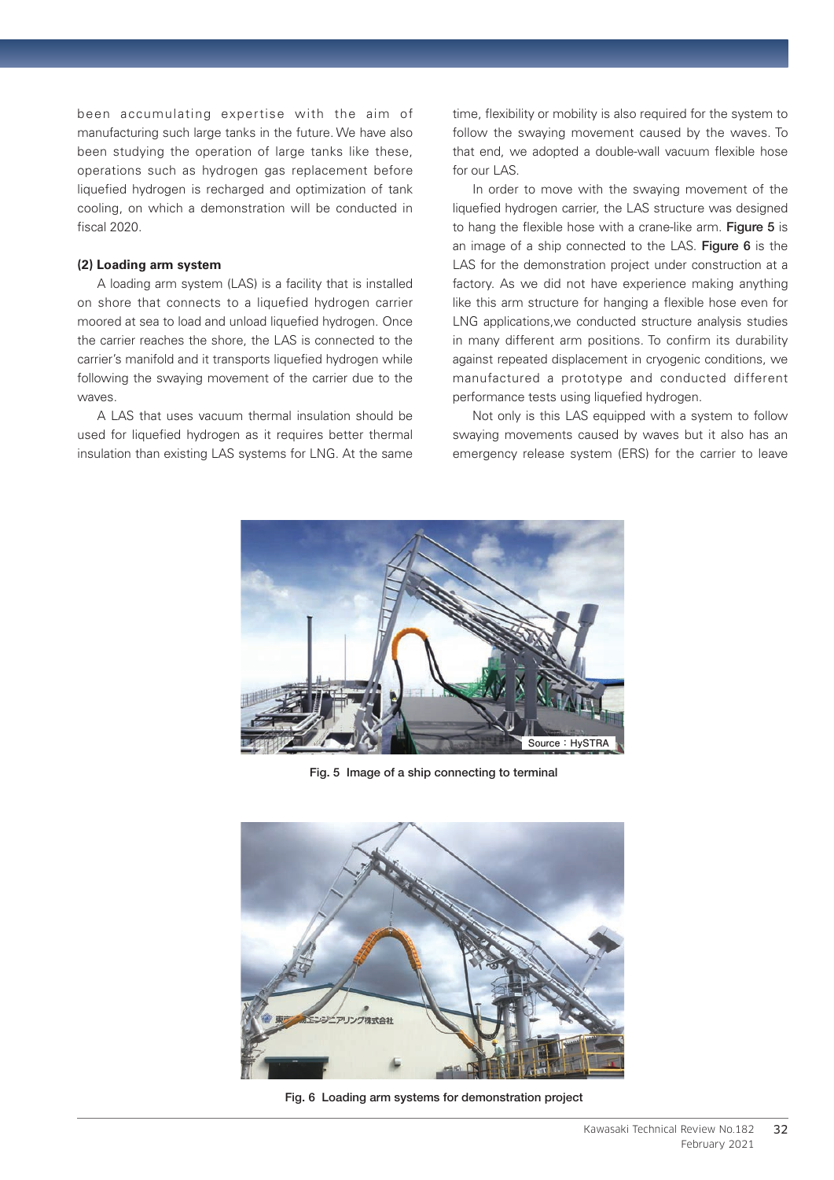been accumulating expertise with the aim of manufacturing such large tanks in the future. We have also been studying the operation of large tanks like these, operations such as hydrogen gas replacement before liquefied hydrogen is recharged and optimization of tank cooling, on which a demonstration will be conducted in fiscal 2020.

**(2) Loading arm system**

A loading arm system (LAS) is a facility that is installed on shore that connects to a liquefied hydrogen carrier moored at sea to load and unload liquefied hydrogen. Once the carrier reaches the shore, the LAS is connected to the carrier's manifold and it transports liquefied hydrogen while following the swaying movement of the carrier due to the waves.

A LAS that uses vacuum thermal insulation should be used for liquefied hydrogen as it requires better thermal insulation than existing LAS systems for LNG. At the same time, flexibility or mobility is also required for the system to follow the swaying movement caused by the waves. To that end, we adopted a double-wall vacuum flexible hose for our LAS.

In order to move with the swaying movement of the liquefied hydrogen carrier, the LAS structure was designed to hang the flexible hose with a crane-like arm. **Figure 5** is an image of a ship connected to the LAS. **Figure 6** is the LAS for the demonstration project under construction at a factory. As we did not have experience making anything like this arm structure for hanging a flexible hose even for LNG applications,we conducted structure analysis studies in many different arm positions. To confirm its durability against repeated displacement in cryogenic conditions, we manufactured a prototype and conducted different performance tests using liquefied hydrogen.

Not only is this LAS equipped with a system to follow swaying movements caused by waves but it also has an emergency release system (ERS) for the carrier to leave

Source：HySTRA

**Fig. 5 Image of a ship connecting to terminal**

**Fig. 6 Loading arm systems for demonstration project**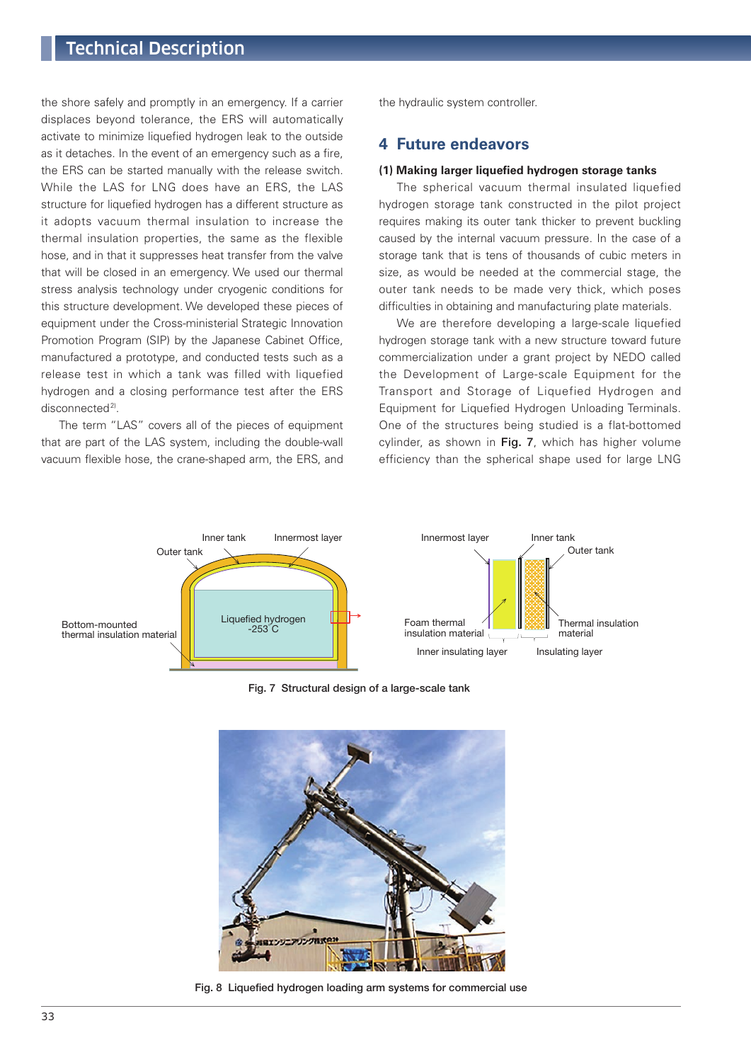the shore safely and promptly in an emergency. If a carrier displaces beyond tolerance, the ERS will automatically activate to minimize liquefied hydrogen leak to the outside as it detaches. In the event of an emergency such as a fire, the ERS can be started manually with the release switch. While the LAS for LNG does have an ERS, the LAS structure for liquefied hydrogen has a different structure as it adopts vacuum thermal insulation to increase the thermal insulation properties, the same as the flexible hose, and in that it suppresses heat transfer from the valve that will be closed in an emergency. We used our thermal stress analysis technology under cryogenic conditions for this structure development. We developed these pieces of equipment under the Cross-ministerial Strategic Innovation Promotion Program (SIP) by the Japanese Cabinet Office, manufactured a prototype, and conducted tests such as a release test in which a tank was filled with liquefied hydrogen and a closing performance test after the ERS disconnected[2].

The term "LAS" covers all of the pieces of equipment that are part of the LAS system, including the double-wall vacuum flexible hose, the crane-shaped arm, the ERS, and the hydraulic system controller.

## 4 Future endeavors

### (1) Making larger liquefied hydrogen storage tanks

The spherical vacuum thermal insulated liquefied hydrogen storage tank constructed in the pilot project requires making its outer tank thicker to prevent buckling caused by the internal vacuum pressure. In the case of a storage tank that is tens of thousands of cubic meters in size, as would be needed at the commercial stage, the outer tank needs to be made very thick, which poses difficulties in obtaining and manufacturing plate materials.

We are therefore developing a large-scale liquefied hydrogen storage tank with a new structure toward future commercialization under a grant project by NEDO called the Development of Large-scale Equipment for the Transport and Storage of Liquefied Hydrogen and Equipment for Liquefied Hydrogen Unloading Terminals. One of the structures being studied is a flat-bottomed cylinder, as shown in **Fig. 7**, which has higher volume efficiency than the spherical shape used for large LNG

Fig. 7 Structural design of a large-scale tank

Fig. 8 Liquefied hydrogen loading arm systems for commercial use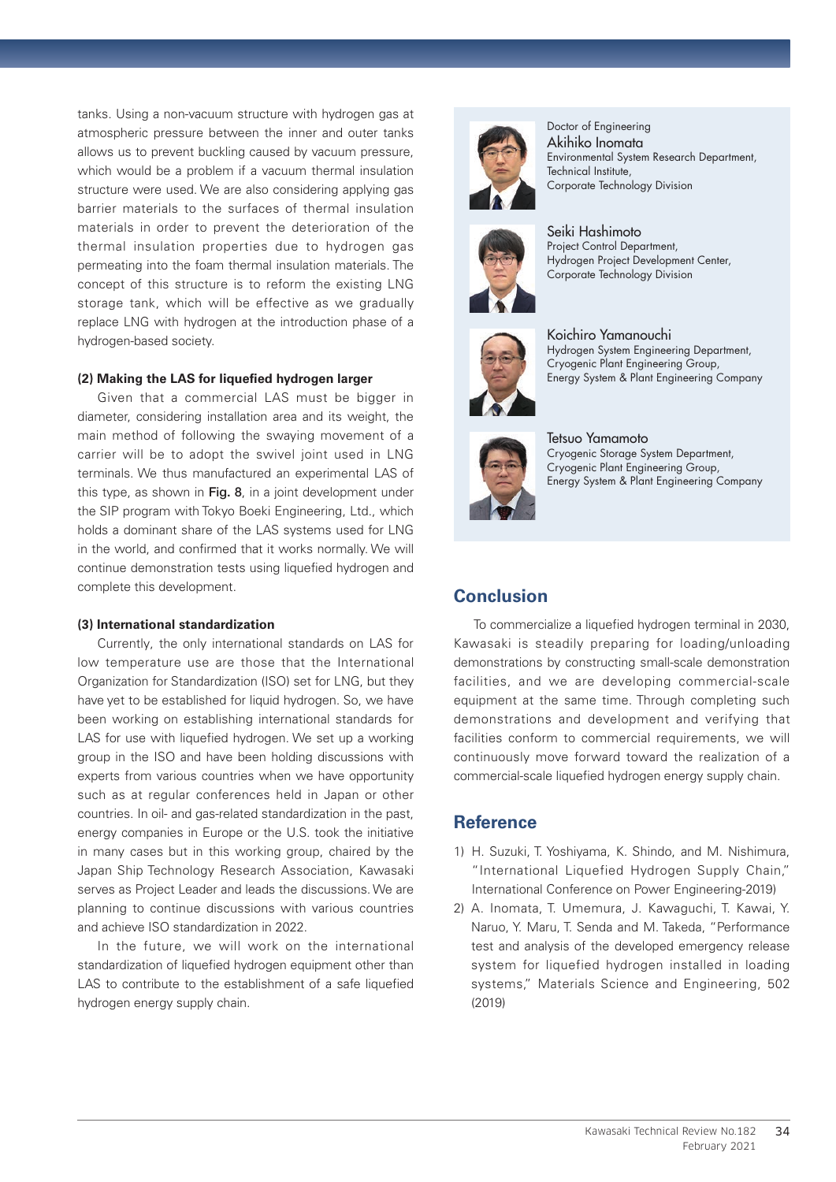tanks. Using a non-vacuum structure with hydrogen gas at atmospheric pressure between the inner and outer tanks allows us to prevent buckling caused by vacuum pressure, which would be a problem if a vacuum thermal insulation structure were used. We are also considering applying gas barrier materials to the surfaces of thermal insulation materials in order to prevent the deterioration of the thermal insulation properties due to hydrogen gas permeating into the foam thermal insulation materials. The concept of this structure is to reform the existing LNG storage tank, which will be effective as we gradually replace LNG with hydrogen at the introduction phase of a hydrogen-based society.

**(2) Making the LAS for liquefied hydrogen larger**

Given that a commercial LAS must be bigger in diameter, considering installation area and its weight, the main method of following the swaying movement of a carrier will be to adopt the swivel joint used in LNG terminals. We thus manufactured an experimental LAS of this type, as shown in **Fig. 8**, in a joint development under the SIP program with Tokyo Boeki Engineering, Ltd., which holds a dominant share of the LAS systems used for LNG in the world, and confirmed that it works normally. We will continue demonstration tests using liquefied hydrogen and complete this development.

**(3) International standardization**

Currently, the only international standards on LAS for low temperature use are those that the International Organization for Standardization (ISO) set for LNG, but they have yet to be established for liquid hydrogen. So, we have been working on establishing international standards for LAS for use with liquefied hydrogen. We set up a working group in the ISO and have been holding discussions with experts from various countries when we have opportunity such as at regular conferences held in Japan or other countries. In oil- and gas-related standardization in the past, energy companies in Europe or the U.S. took the initiative in many cases but in this working group, chaired by the Japan Ship Technology Research Association, Kawasaki serves as Project Leader and leads the discussions. We are planning to continue discussions with various countries and achieve ISO standardization in 2022.

In the future, we will work on the international standardization of liquefied hydrogen equipment other than LAS to contribute to the establishment of a safe liquefied hydrogen energy supply chain.

Doctor of Engineering
Akihiko Inomata
Environmental System Research Department,
Technical Institute,
Corporate Technology Division

Seiki Hashimoto
Project Control Department,
Hydrogen Project Development Center,
Corporate Technology Division

Koichiro Yamanouchi
Hydrogen System Engineering Department,
Cryogenic Plant Engineering Group,
Energy System & Plant Engineering Company

Tetsuo Yamamoto
Cryogenic Storage System Department,
Cryogenic Plant Engineering Group,
Energy System & Plant Engineering Company

## Conclusion

To commercialize a liquefied hydrogen terminal in 2030, Kawasaki is steadily preparing for loading/unloading demonstrations by constructing small-scale demonstration facilities, and we are developing commercial-scale equipment at the same time. Through completing such demonstrations and development and verifying that facilities conform to commercial requirements, we will continuously move forward toward the realization of a commercial-scale liquefied hydrogen energy supply chain.

## Reference

1) H. Suzuki, T. Yoshiyama, K. Shindo, and M. Nishimura, "International Liquefied Hydrogen Supply Chain," International Conference on Power Engineering-2019)
2) A. Inomata, T. Umemura, J. Kawaguchi, T. Kawai, Y. Naruo, Y. Maru, T. Senda and M. Takeda, "Performance test and analysis of the developed emergency release system for liquefied hydrogen installed in loading systems," Materials Science and Engineering, 502 (2019)